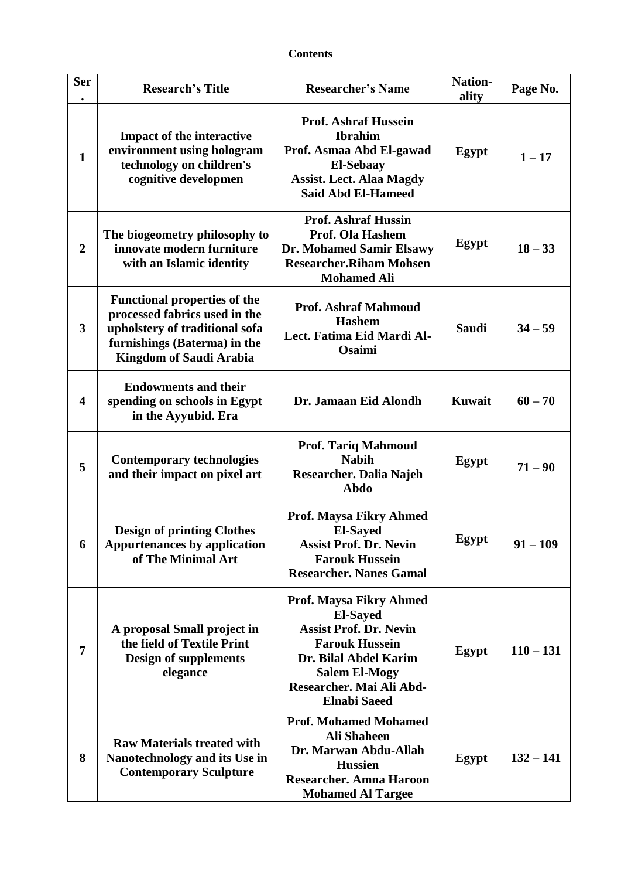**Contents**

| Ser. | Research's Title | Researcher's Name | Nation-ality | Page No. |
|---|---|---|---|---|
| **1** | **Impact of the interactive environment using hologram technology on children's cognitive developmen** | **Prof. Ashraf Hussein Ibrahim**<br>**Prof. Asmaa Abd El-gawad El-Sebaay**<br>**Assist. Lect. Alaa Magdy Said Abd El-Hameed** | **Egypt** | **1 – 17** |
| **2** | **The biogeometry philosophy to innovate modern furniture with an Islamic identity** | **Prof. Ashraf Hussin**<br>**Prof. Ola Hashem**<br>**Dr. Mohamed Samir Elsawy**<br>**Researcher.Riham Mohsen Mohamed Ali** | **Egypt** | **18 – 33** |
| **3** | **Functional properties of the processed fabrics used in the upholstery of traditional sofa furnishings (Baterma) in the Kingdom of Saudi Arabia** | **Prof. Ashraf Mahmoud Hashem**<br>**Lect. Fatima Eid Mardi Al-Osaimi** | **Saudi** | **34 – 59** |
| **4** | **Endowments and their spending on schools in Egypt in the Ayyubid. Era** | **Dr. Jamaan Eid Alondh** | **Kuwait** | **60 – 70** |
| **5** | **Contemporary technologies and their impact on pixel art** | **Prof. Tariq Mahmoud Nabih**<br>**Researcher. Dalia Najeh Abdo** | **Egypt** | **71 – 90** |
| **6** | **Design of printing Clothes Appurtenances by application of The Minimal Art** | **Prof. Maysa Fikry Ahmed El-Sayed**<br>**Assist Prof. Dr. Nevin Farouk Hussein**<br>**Researcher. Nanes Gamal** | **Egypt** | **91 – 109** |
| **7** | **A proposal Small project in the field of Textile Print Design of supplements elegance** | **Prof. Maysa Fikry Ahmed El-Sayed**<br>**Assist Prof. Dr. Nevin Farouk Hussein**<br>**Dr. Bilal Abdel Karim Salem El-Mogy**<br>**Researcher. Mai Ali Abd-Elnabi Saeed** | **Egypt** | **110 – 131** |
| **8** | **Raw Materials treated with Nanotechnology and its Use in Contemporary Sculpture** | **Prof. Mohamed Mohamed Ali Shaheen**<br>**Dr. Marwan Abdu-Allah Hussien**<br>**Researcher. Amna Haroon Mohamed Al Targee** | **Egypt** | **132 – 141** |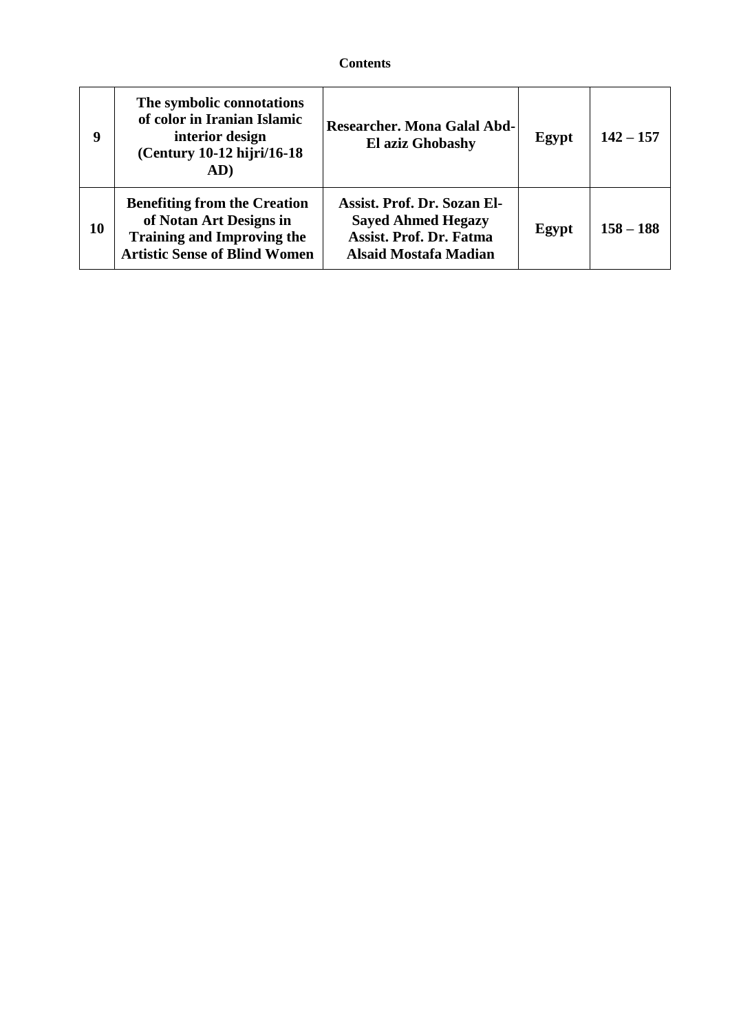**Contents**

| | | | | |
|---|---|---|---|---|
| **9** | **The symbolic connotations of color in Iranian Islamic interior design (Century 10-12 hijri/16-18 AD)** | **Researcher. Mona Galal Abd-El aziz Ghobashy** | **Egypt** | **142 – 157** |
| **10** | **Benefiting from the Creation of Notan Art Designs in Training and Improving the Artistic Sense of Blind Women** | **Assist. Prof. Dr. Sozan El-Sayed Ahmed Hegazy Assist. Prof. Dr. Fatma Alsaid Mostafa Madian** | **Egypt** | **158 – 188** |